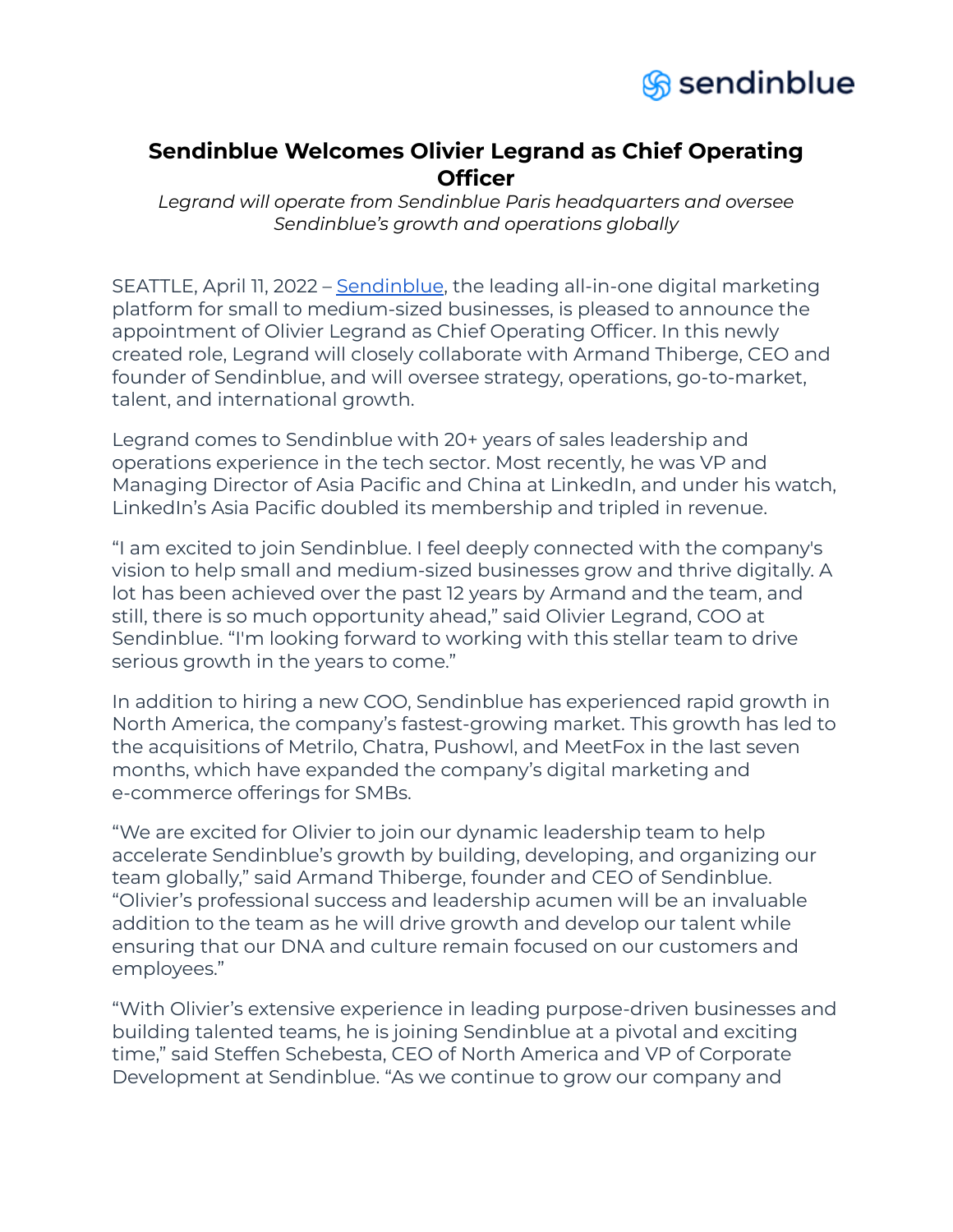# Sendinblue Welcomes Olivier Legrand as Chief Operating Officer

*Legrand will operate from Sendinblue Paris headquarters and oversee Sendinblue's growth and operations globally*

SEATTLE, April 11, 2022 – [Sendinblue](), the leading all-in-one digital marketing platform for small to medium-sized businesses, is pleased to announce the appointment of Olivier Legrand as Chief Operating Officer. In this newly created role, Legrand will closely collaborate with Armand Thiberge, CEO and founder of Sendinblue, and will oversee strategy, operations, go-to-market, talent, and international growth.

Legrand comes to Sendinblue with 20+ years of sales leadership and operations experience in the tech sector. Most recently, he was VP and Managing Director of Asia Pacific and China at LinkedIn, and under his watch, LinkedIn's Asia Pacific doubled its membership and tripled in revenue.

"I am excited to join Sendinblue. I feel deeply connected with the company's vision to help small and medium-sized businesses grow and thrive digitally. A lot has been achieved over the past 12 years by Armand and the team, and still, there is so much opportunity ahead," said Olivier Legrand, COO at Sendinblue. "I'm looking forward to working with this stellar team to drive serious growth in the years to come."

In addition to hiring a new COO, Sendinblue has experienced rapid growth in North America, the company's fastest-growing market. This growth has led to the acquisitions of Metrilo, Chatra, Pushowl, and MeetFox in the last seven months, which have expanded the company's digital marketing and e-commerce offerings for SMBs.

"We are excited for Olivier to join our dynamic leadership team to help accelerate Sendinblue's growth by building, developing, and organizing our team globally," said Armand Thiberge, founder and CEO of Sendinblue. "Olivier's professional success and leadership acumen will be an invaluable addition to the team as he will drive growth and develop our talent while ensuring that our DNA and culture remain focused on our customers and employees."

"With Olivier's extensive experience in leading purpose-driven businesses and building talented teams, he is joining Sendinblue at a pivotal and exciting time," said Steffen Schebesta, CEO of North America and VP of Corporate Development at Sendinblue. "As we continue to grow our company and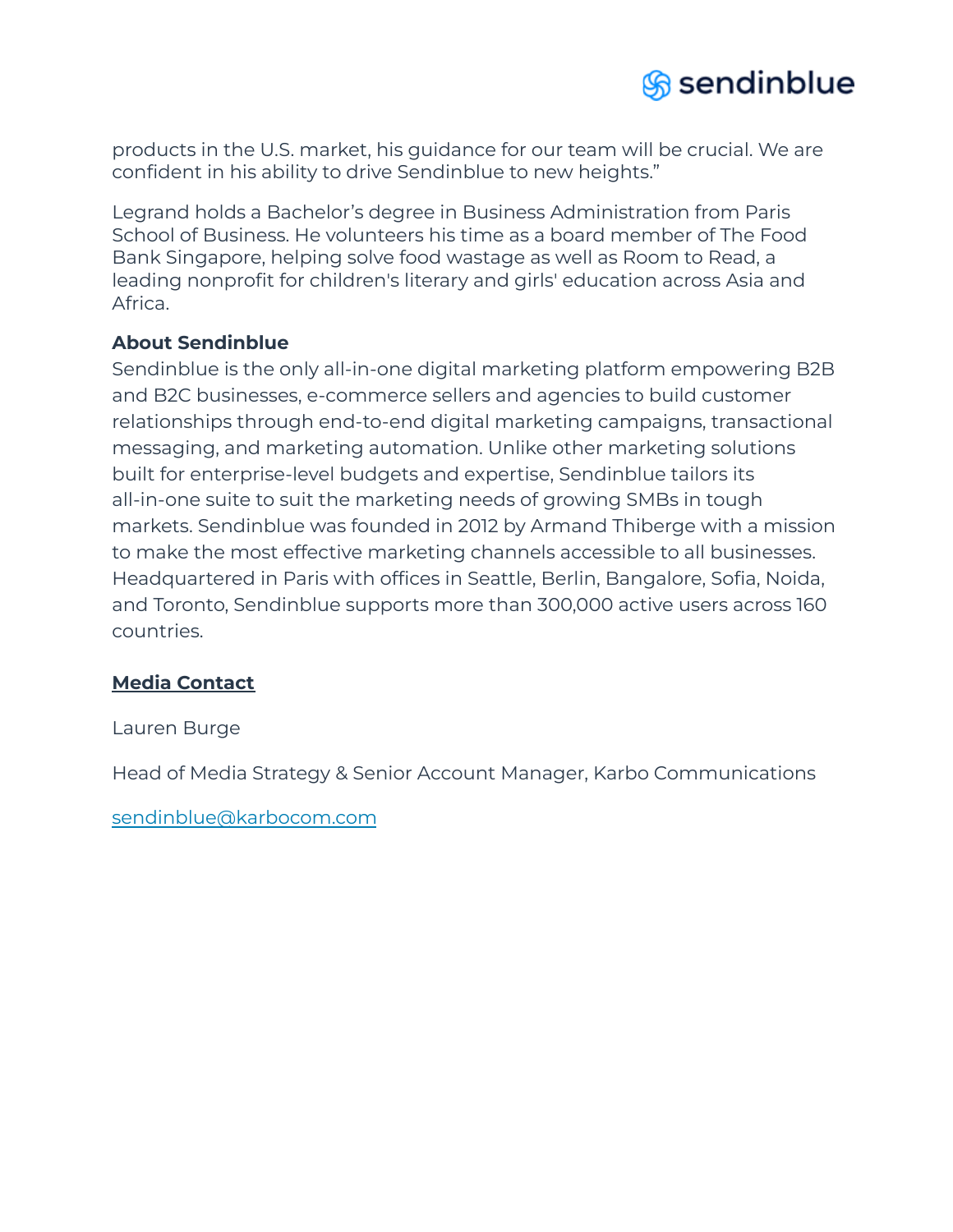products in the U.S. market, his guidance for our team will be crucial. We are confident in his ability to drive Sendinblue to new heights."

Legrand holds a Bachelor's degree in Business Administration from Paris School of Business. He volunteers his time as a board member of The Food Bank Singapore, helping solve food wastage as well as Room to Read, a leading nonprofit for children's literary and girls' education across Asia and Africa.

**About Sendinblue**
Sendinblue is the only all-in-one digital marketing platform empowering B2B and B2C businesses, e-commerce sellers and agencies to build customer relationships through end-to-end digital marketing campaigns, transactional messaging, and marketing automation. Unlike other marketing solutions built for enterprise-level budgets and expertise, Sendinblue tailors its all-in-one suite to suit the marketing needs of growing SMBs in tough markets. Sendinblue was founded in 2012 by Armand Thiberge with a mission to make the most effective marketing channels accessible to all businesses. Headquartered in Paris with offices in Seattle, Berlin, Bangalore, Sofia, Noida, and Toronto, Sendinblue supports more than 300,000 active users across 160 countries.

**Media Contact**

Lauren Burge

Head of Media Strategy & Senior Account Manager, Karbo Communications

sendinblue@karbocom.com